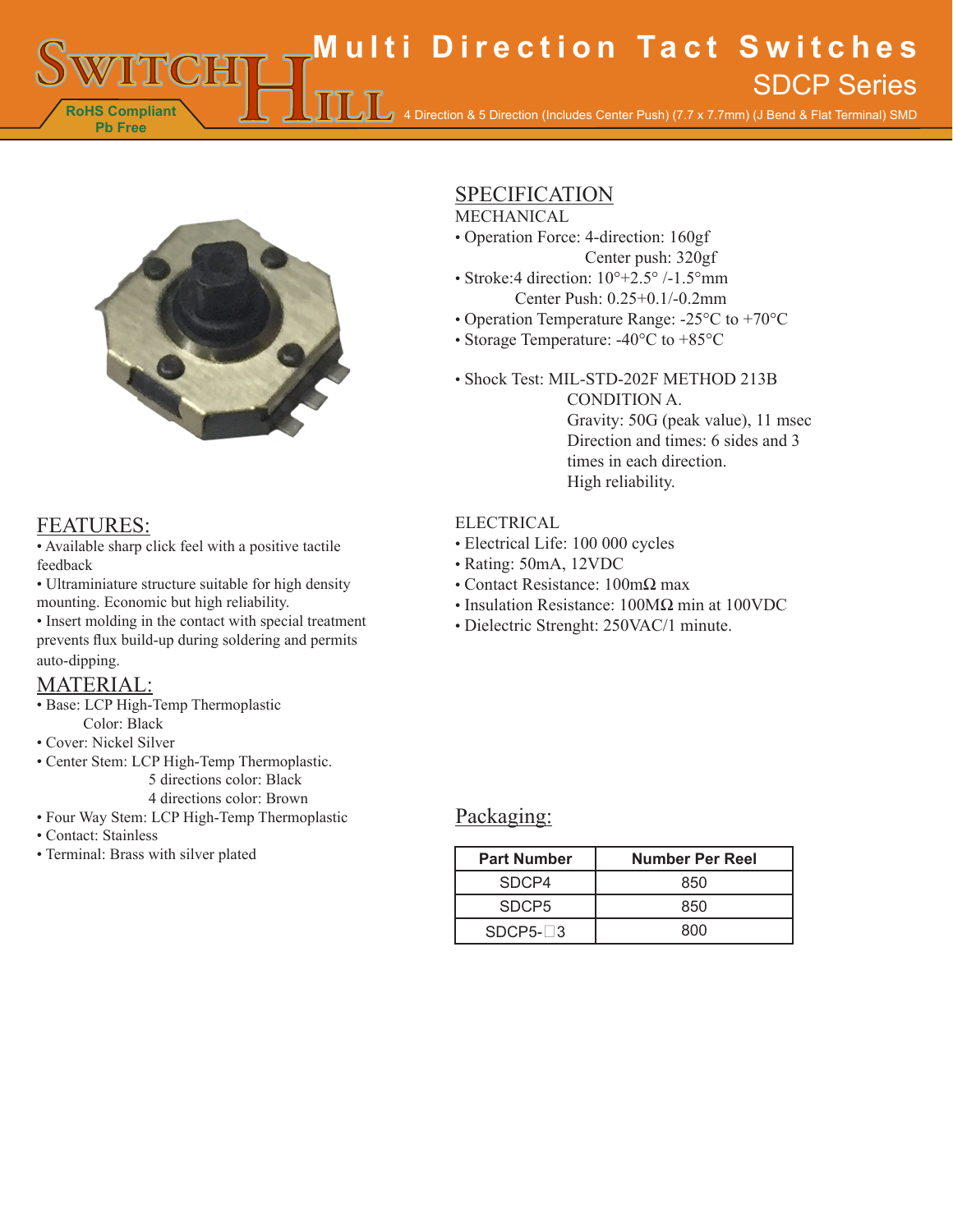# Multi Direction Tact Switches

## SDCP Series

4 Direction & 5 Direction (Includes Center Push) (7.7 x 7.7mm) (J Bend & Flat Terminal) SMD

RoHS Compliant
Pb Free

## FEATURES:

- Available sharp click feel with a positive tactile feedback
- Ultraminiature structure suitable for high density mounting. Economic but high reliability.
- Insert molding in the contact with special treatment prevents flux build-up during soldering and permits auto-dipping.

## MATERIAL:

- Base: LCP High-Temp Thermoplastic
  Color: Black
- Cover: Nickel Silver
- Center Stem: LCP High-Temp Thermoplastic.
  5 directions color: Black
  4 directions color: Brown
- Four Way Stem: LCP High-Temp Thermoplastic
- Contact: Stainless
- Terminal: Brass with silver plated

## SPECIFICATION

MECHANICAL

- Operation Force: 4-direction: 160gf
  Center push: 320gf
- Stroke:4 direction: 10°+2.5° /-1.5°mm
  Center Push: 0.25+0.1/-0.2mm
- Operation Temperature Range: -25°C to +70°C
- Storage Temperature: -40°C to +85°C

- Shock Test: MIL-STD-202F METHOD 213B
  CONDITION A.
  Gravity: 50G (peak value), 11 msec
  Direction and times: 6 sides and 3 times in each direction.
  High reliability.

ELECTRICAL

- Electrical Life: 100 000 cycles
- Rating: 50mA, 12VDC
- Contact Resistance: 100mΩ max
- Insulation Resistance: 100MΩ min at 100VDC
- Dielectric Strenght: 250VAC/1 minute.

## Packaging:

| Part Number | Number Per Reel |
|---|---|
| SDCP4 | 850 |
| SDCP5 | 850 |
| SDCP5-□3 | 800 |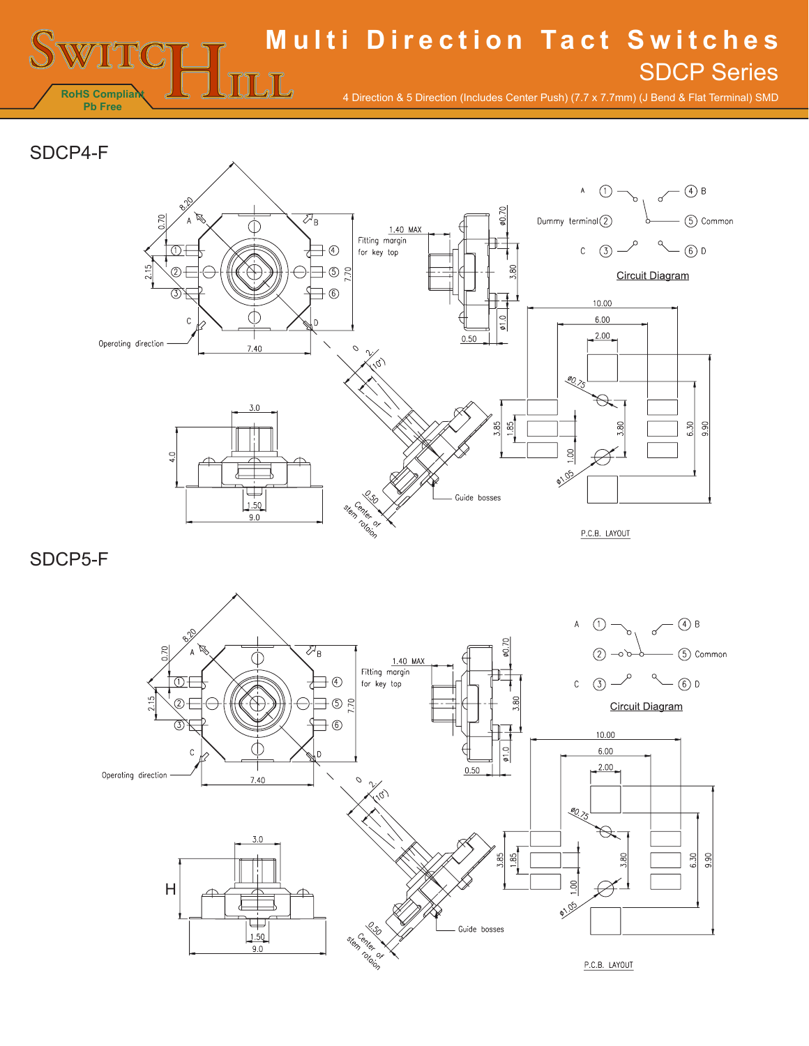# SDCP4-F

Operating direction

Fitting margin for key top

1.40 MAX

Circuit Diagram

| | | | |
|---|---|---|---|
| A | 1 | 4 | B |
| Dummy terminal | 2 | 5 | Common |
| C | 3 | 6 | D |

Guide bosses

Center of stem rotation

P.C.B. LAYOUT

# SDCP5-F

Operating direction

Fitting margin for key top

1.40 MAX

Circuit Diagram

| | | | |
|---|---|---|---|
| A | 1 | 4 | B |
| | 2 | 5 | Common |
| C | 3 | 6 | D |

H

Guide bosses

Center of stem rotation

P.C.B. LAYOUT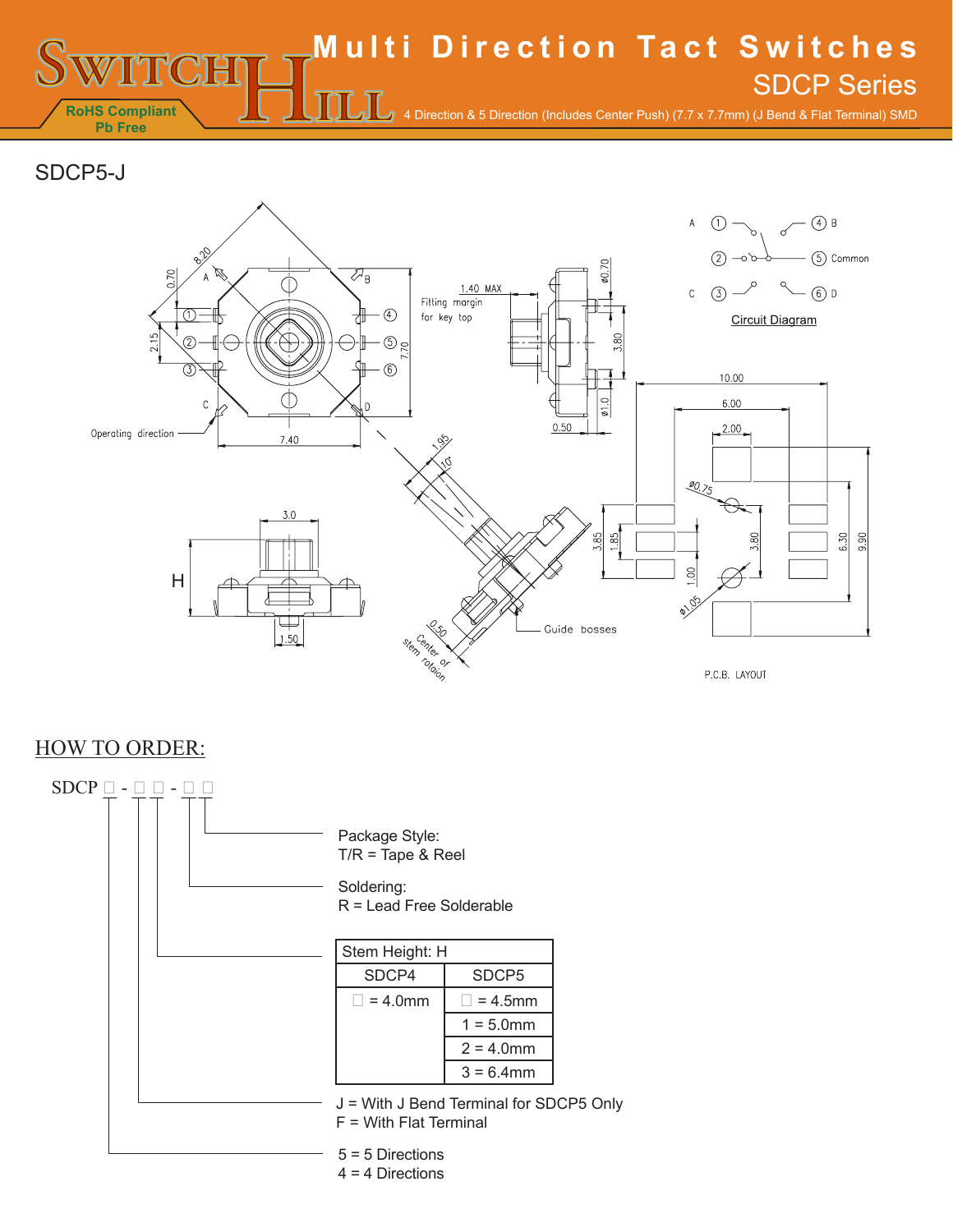# Multi Direction Tact Switches

## SDCP Series

RoHS Compliant
Pb Free

4 Direction & 5 Direction (Includes Center Push) (7.7 x 7.7mm) (J Bend & Flat Terminal) SMD

## SDCP5-J

A ① — ④ B
② — ⑤ Common
C ③ — ⑥ D

Circuit Diagram

P.C.B. LAYOUT

## HOW TO ORDER:

SDCP □ - □ □ - □ □

Package Style:
T/R = Tape & Reel

Soldering:
R = Lead Free Solderable

| Stem Height: H | |
|---|---|
| SDCP4 | SDCP5 |
| □ = 4.0mm | □ = 4.5mm |
| | 1 = 5.0mm |
| | 2 = 4.0mm |
| | 3 = 6.4mm |

J = With J Bend Terminal for SDCP5 Only
F = With Flat Terminal

5 = 5 Directions
4 = 4 Directions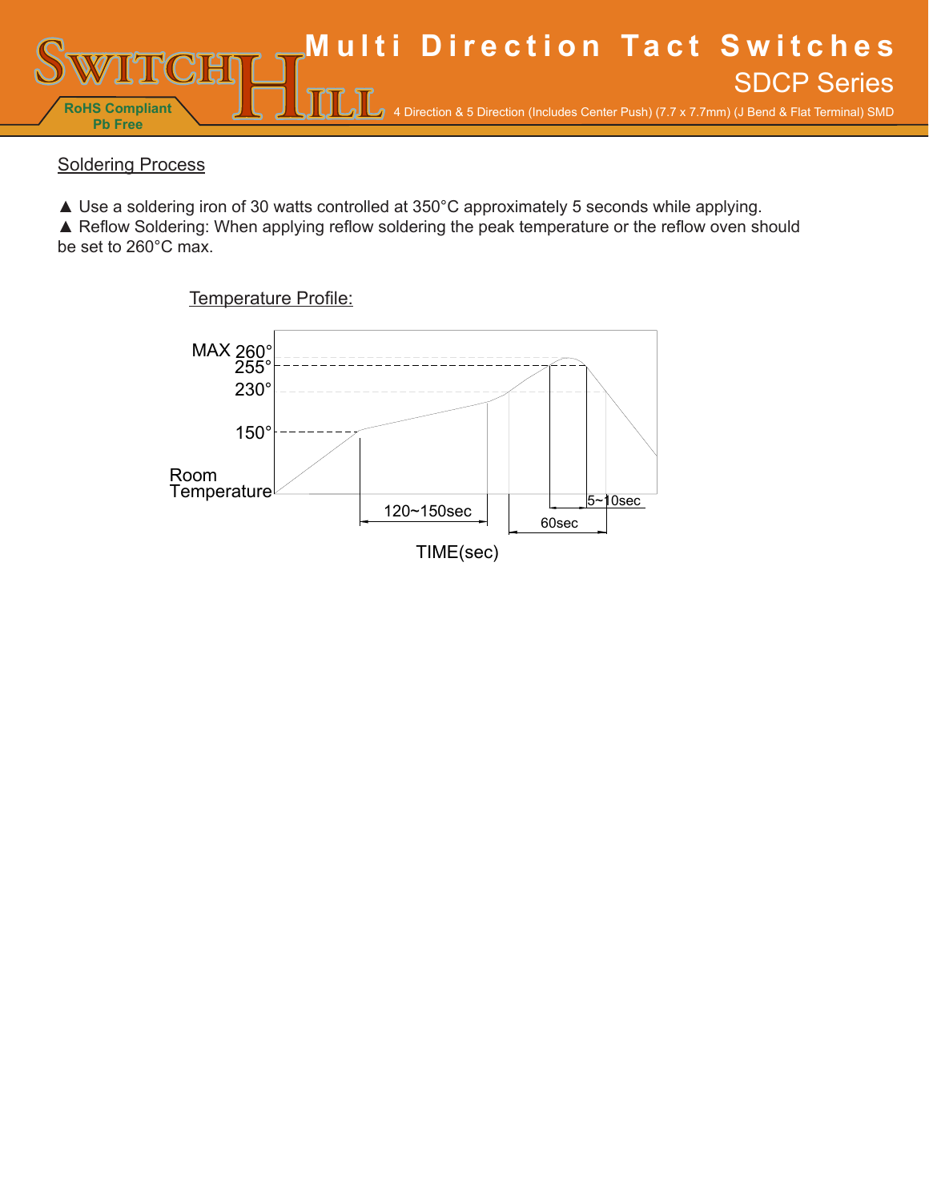## Soldering Process

▲ Use a soldering iron of 30 watts controlled at 350°C approximately 5 seconds while applying.
▲ Reflow Soldering: When applying reflow soldering the peak temperature or the reflow oven should be set to 260°C max.

Temperature Profile:

MAX 260°
255°
230°
150°
Room Temperature
120~150sec
60sec
5~10sec
TIME(sec)